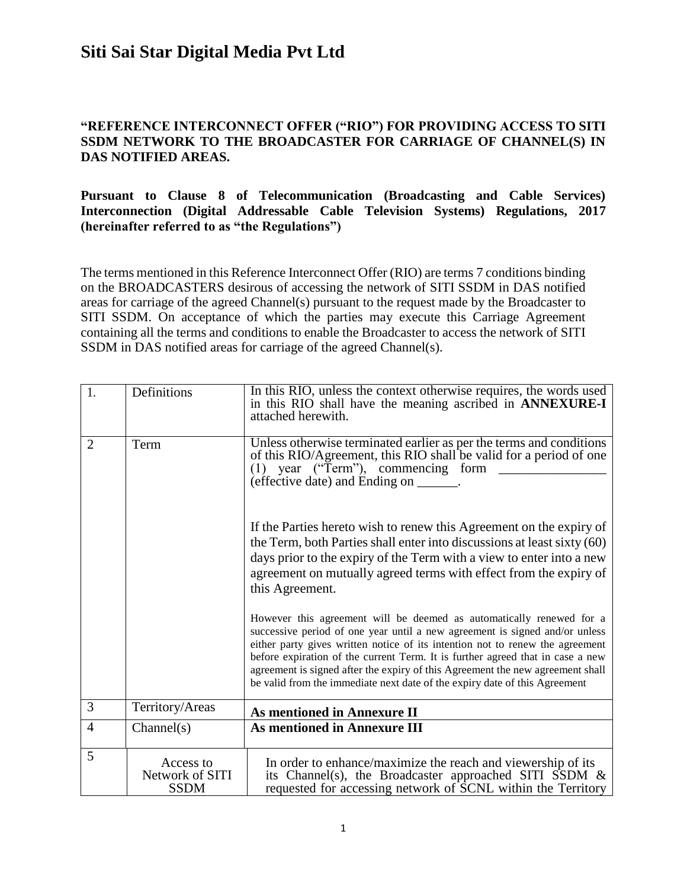# Siti Sai Star Digital Media Pvt Ltd

**"REFERENCE INTERCONNECT OFFER ("RIO") FOR PROVIDING ACCESS TO SITI SSDM NETWORK TO THE BROADCASTER FOR CARRIAGE OF CHANNEL(S) IN DAS NOTIFIED AREAS.**

**Pursuant to Clause 8 of Telecommunication (Broadcasting and Cable Services) Interconnection (Digital Addressable Cable Television Systems) Regulations, 2017 (hereinafter referred to as "the Regulations")**

The terms mentioned in this Reference Interconnect Offer (RIO) are terms 7 conditions binding on the BROADCASTERS desirous of accessing the network of SITI SSDM in DAS notified areas for carriage of the agreed Channel(s) pursuant to the request made by the Broadcaster to SITI SSDM. On acceptance of which the parties may execute this Carriage Agreement containing all the terms and conditions to enable the Broadcaster to access the network of SITI SSDM in DAS notified areas for carriage of the agreed Channel(s).

| | | |
|---|---|---|
| 1. | Definitions | In this RIO, unless the context otherwise requires, the words used in this RIO shall have the meaning ascribed in **ANNEXURE-I** attached herewith. |
| 2 | Term | Unless otherwise terminated earlier as per the terms and conditions of this RIO/Agreement, this RIO shall be valid for a period of one (1) year ("Term"), commencing form ________________ (effective date) and Ending on ______.<br><br>If the Parties hereto wish to renew this Agreement on the expiry of the Term, both Parties shall enter into discussions at least sixty (60) days prior to the expiry of the Term with a view to enter into a new agreement on mutually agreed terms with effect from the expiry of this Agreement.<br><br>However this agreement will be deemed as automatically renewed for a successive period of one year until a new agreement is signed and/or unless either party gives written notice of its intention not to renew the agreement before expiration of the current Term. It is further agreed that in case a new agreement is signed after the expiry of this Agreement the new agreement shall be valid from the immediate next date of the expiry date of this Agreement |
| 3 | Territory/Areas | **As mentioned in Annexure II** |
| 4 | Channel(s) | **As mentioned in Annexure III** |
| 5 | Access to Network of SITI SSDM | In order to enhance/maximize the reach and viewership of its its Channel(s), the Broadcaster approached SITI SSDM & requested for accessing network of SCNL within the Territory |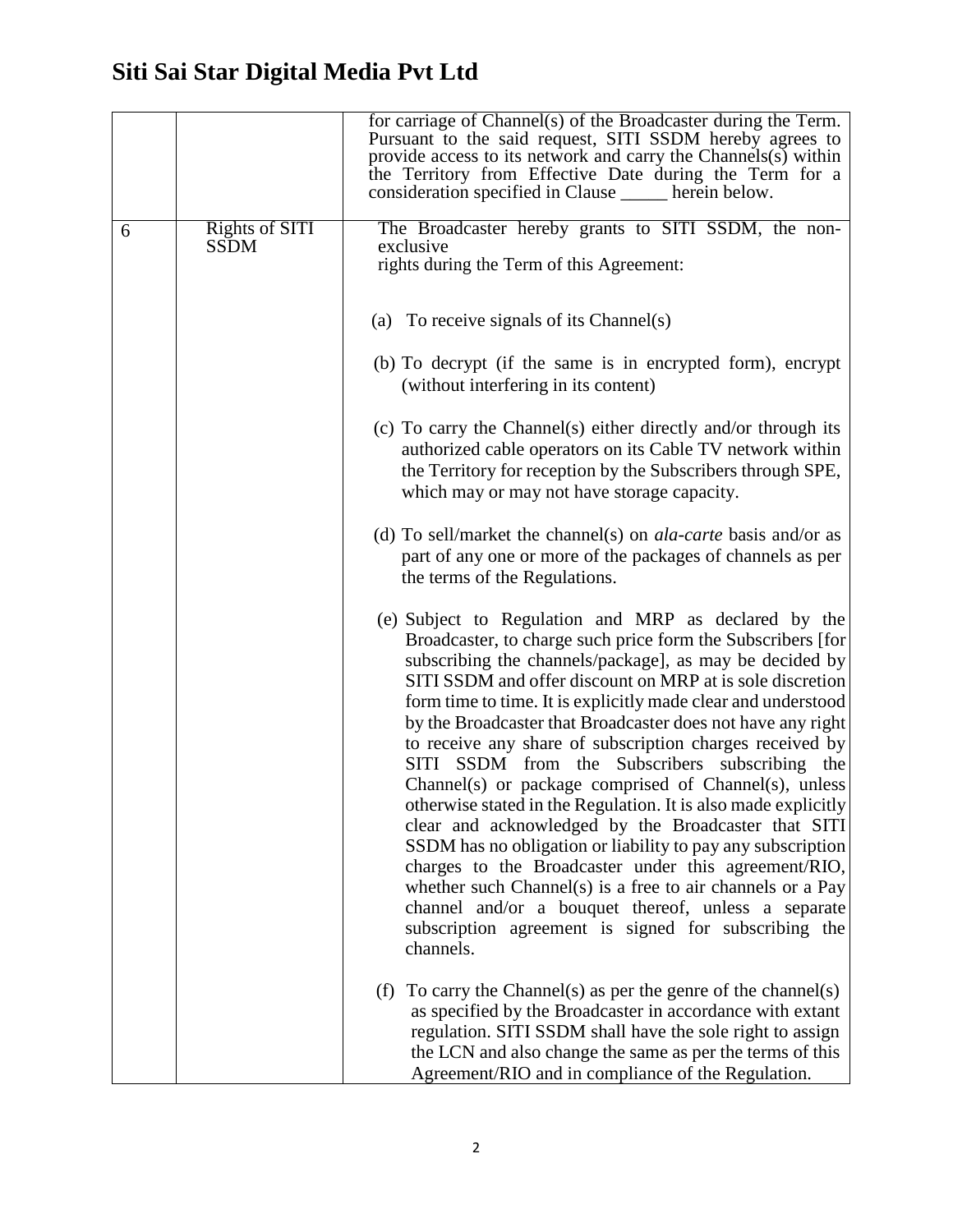# Siti Sai Star Digital Media Pvt Ltd

| | | |
|---|---|---|
| | | for carriage of Channel(s) of the Broadcaster during the Term. Pursuant to the said request, SITI SSDM hereby agrees to provide access to its network and carry the Channels(s) within the Territory from Effective Date during the Term for a consideration specified in Clause _____ herein below. |
| 6 | Rights of SITI SSDM | The Broadcaster hereby grants to SITI SSDM, the non-exclusive rights during the Term of this Agreement:<br><br>(a) To receive signals of its Channel(s)<br><br>(b) To decrypt (if the same is in encrypted form), encrypt (without interfering in its content)<br><br>(c) To carry the Channel(s) either directly and/or through its authorized cable operators on its Cable TV network within the Territory for reception by the Subscribers through SPE, which may or may not have storage capacity.<br><br>(d) To sell/market the channel(s) on *ala-carte* basis and/or as part of any one or more of the packages of channels as per the terms of the Regulations.<br><br>(e) Subject to Regulation and MRP as declared by the Broadcaster, to charge such price form the Subscribers [for subscribing the channels/package], as may be decided by SITI SSDM and offer discount on MRP at is sole discretion form time to time. It is explicitly made clear and understood by the Broadcaster that Broadcaster does not have any right to receive any share of subscription charges received by SITI SSDM from the Subscribers subscribing the Channel(s) or package comprised of Channel(s), unless otherwise stated in the Regulation. It is also made explicitly clear and acknowledged by the Broadcaster that SITI SSDM has no obligation or liability to pay any subscription charges to the Broadcaster under this agreement/RIO, whether such Channel(s) is a free to air channels or a Pay channel and/or a bouquet thereof, unless a separate subscription agreement is signed for subscribing the channels.<br><br>(f) To carry the Channel(s) as per the genre of the channel(s) as specified by the Broadcaster in accordance with extant regulation. SITI SSDM shall have the sole right to assign the LCN and also change the same as per the terms of this Agreement/RIO and in compliance of the Regulation. |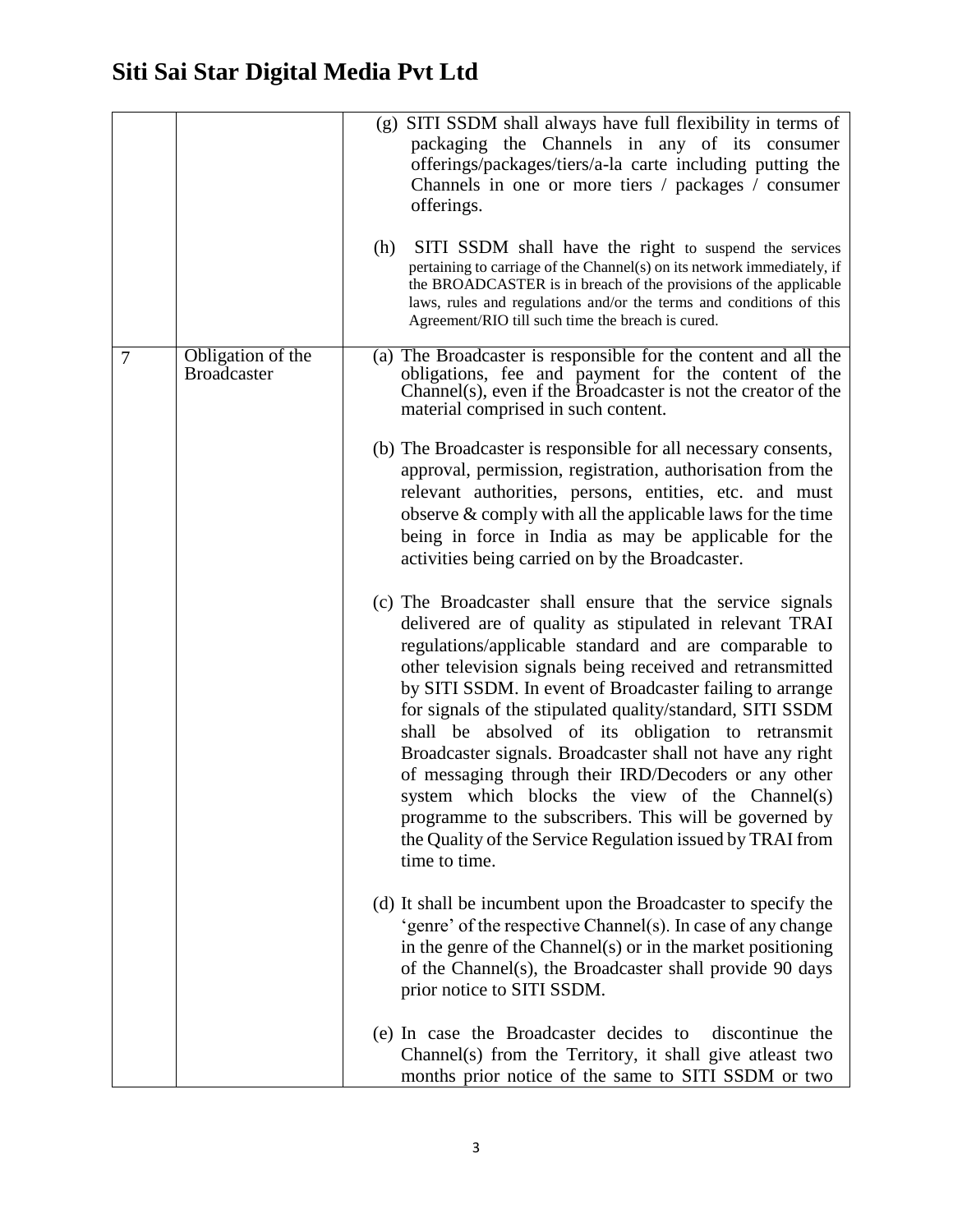| | | |
|---|---|---|
| | | (g) SITI SSDM shall always have full flexibility in terms of packaging the Channels in any of its consumer offerings/packages/tiers/a-la carte including putting the Channels in one or more tiers / packages / consumer offerings.<br><br>(h) SITI SSDM shall have the right to suspend the services pertaining to carriage of the Channel(s) on its network immediately, if the BROADCASTER is in breach of the provisions of the applicable laws, rules and regulations and/or the terms and conditions of this Agreement/RIO till such time the breach is cured. |
| 7 | Obligation of the Broadcaster | (a) The Broadcaster is responsible for the content and all the obligations, fee and payment for the content of the Channel(s), even if the Broadcaster is not the creator of the material comprised in such content.<br><br>(b) The Broadcaster is responsible for all necessary consents, approval, permission, registration, authorisation from the relevant authorities, persons, entities, etc. and must observe & comply with all the applicable laws for the time being in force in India as may be applicable for the activities being carried on by the Broadcaster.<br><br>(c) The Broadcaster shall ensure that the service signals delivered are of quality as stipulated in relevant TRAI regulations/applicable standard and are comparable to other television signals being received and retransmitted by SITI SSDM. In event of Broadcaster failing to arrange for signals of the stipulated quality/standard, SITI SSDM shall be absolved of its obligation to retransmit Broadcaster signals. Broadcaster shall not have any right of messaging through their IRD/Decoders or any other system which blocks the view of the Channel(s) programme to the subscribers. This will be governed by the Quality of the Service Regulation issued by TRAI from time to time.<br><br>(d) It shall be incumbent upon the Broadcaster to specify the 'genre' of the respective Channel(s). In case of any change in the genre of the Channel(s) or in the market positioning of the Channel(s), the Broadcaster shall provide 90 days prior notice to SITI SSDM.<br><br>(e) In case the Broadcaster decides to discontinue the Channel(s) from the Territory, it shall give atleast two months prior notice of the same to SITI SSDM or two |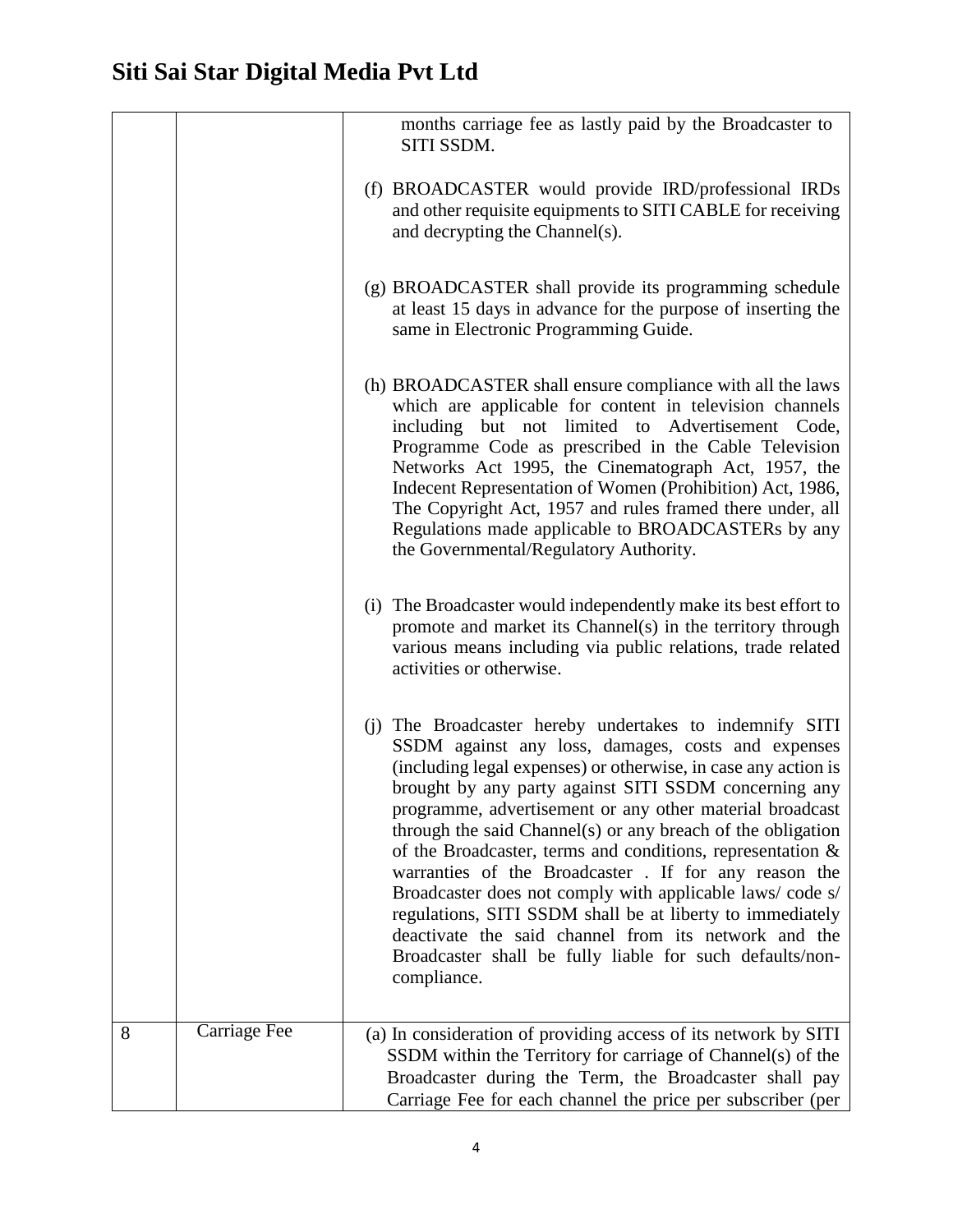| | | |
|---|---|---|
| | | months carriage fee as lastly paid by the Broadcaster to SITI SSDM.<br><br>(f) BROADCASTER would provide IRD/professional IRDs and other requisite equipments to SITI CABLE for receiving and decrypting the Channel(s).<br><br>(g) BROADCASTER shall provide its programming schedule at least 15 days in advance for the purpose of inserting the same in Electronic Programming Guide.<br><br>(h) BROADCASTER shall ensure compliance with all the laws which are applicable for content in television channels including but not limited to Advertisement Code, Programme Code as prescribed in the Cable Television Networks Act 1995, the Cinematograph Act, 1957, the Indecent Representation of Women (Prohibition) Act, 1986, The Copyright Act, 1957 and rules framed there under, all Regulations made applicable to BROADCASTERs by any the Governmental/Regulatory Authority.<br><br>(i) The Broadcaster would independently make its best effort to promote and market its Channel(s) in the territory through various means including via public relations, trade related activities or otherwise.<br><br>(j) The Broadcaster hereby undertakes to indemnify SITI SSDM against any loss, damages, costs and expenses (including legal expenses) or otherwise, in case any action is brought by any party against SITI SSDM concerning any programme, advertisement or any other material broadcast through the said Channel(s) or any breach of the obligation of the Broadcaster, terms and conditions, representation & warranties of the Broadcaster . If for any reason the Broadcaster does not comply with applicable laws/ code s/ regulations, SITI SSDM shall be at liberty to immediately deactivate the said channel from its network and the Broadcaster shall be fully liable for such defaults/non-compliance. |
| 8 | Carriage Fee | (a) In consideration of providing access of its network by SITI SSDM within the Territory for carriage of Channel(s) of the Broadcaster during the Term, the Broadcaster shall pay Carriage Fee for each channel the price per subscriber (per |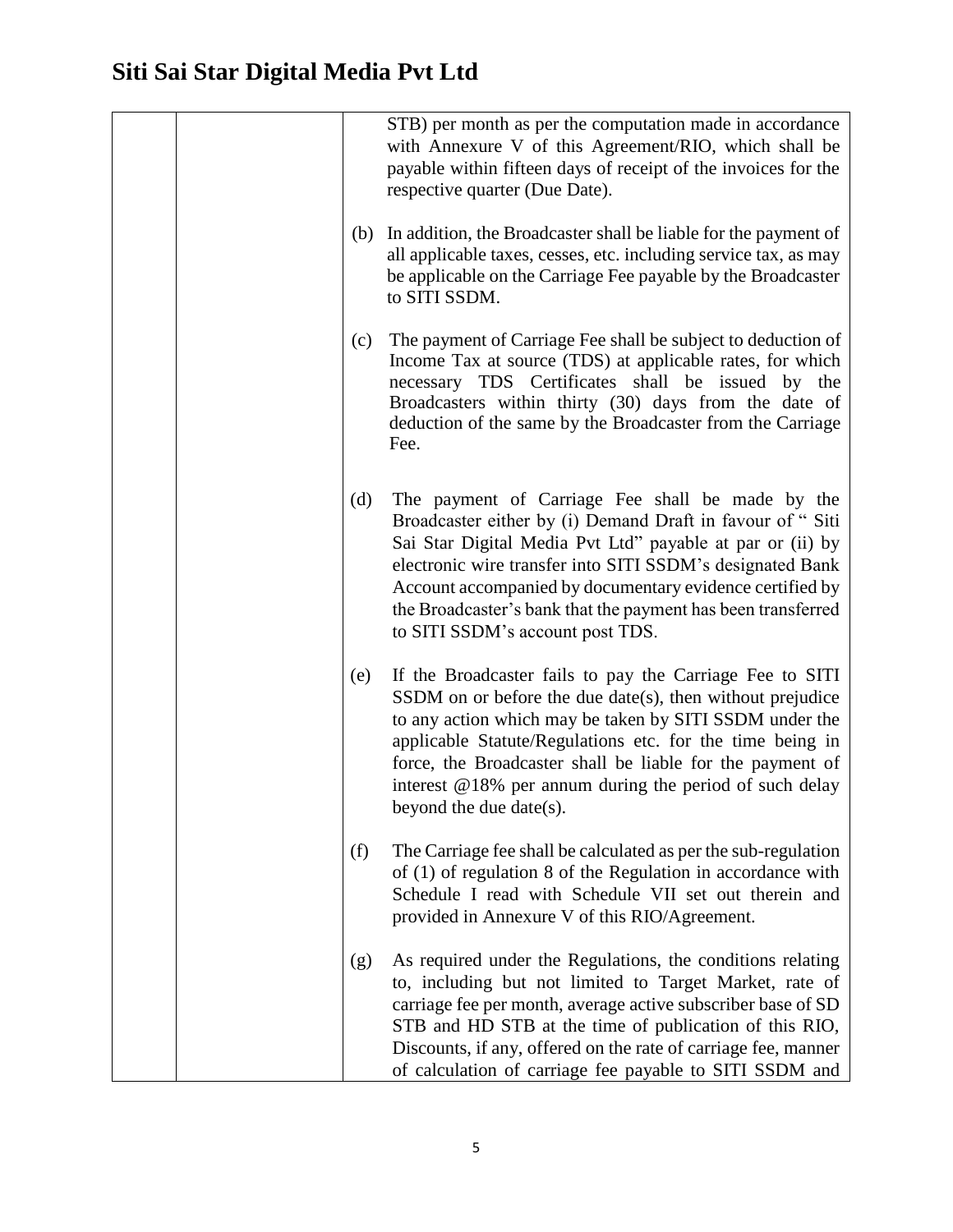# Siti Sai Star Digital Media Pvt Ltd

| | | |
|---|---|---|
| | | STB) per month as per the computation made in accordance with Annexure V of this Agreement/RIO, which shall be payable within fifteen days of receipt of the invoices for the respective quarter (Due Date).<br><br>(b) In addition, the Broadcaster shall be liable for the payment of all applicable taxes, cesses, etc. including service tax, as may be applicable on the Carriage Fee payable by the Broadcaster to SITI SSDM.<br><br>(c) The payment of Carriage Fee shall be subject to deduction of Income Tax at source (TDS) at applicable rates, for which necessary TDS Certificates shall be issued by the Broadcasters within thirty (30) days from the date of deduction of the same by the Broadcaster from the Carriage Fee.<br><br>(d) The payment of Carriage Fee shall be made by the Broadcaster either by (i) Demand Draft in favour of " Siti Sai Star Digital Media Pvt Ltd" payable at par or (ii) by electronic wire transfer into SITI SSDM's designated Bank Account accompanied by documentary evidence certified by the Broadcaster's bank that the payment has been transferred to SITI SSDM's account post TDS.<br><br>(e) If the Broadcaster fails to pay the Carriage Fee to SITI SSDM on or before the due date(s), then without prejudice to any action which may be taken by SITI SSDM under the applicable Statute/Regulations etc. for the time being in force, the Broadcaster shall be liable for the payment of interest @18% per annum during the period of such delay beyond the due date(s).<br><br>(f) The Carriage fee shall be calculated as per the sub-regulation of (1) of regulation 8 of the Regulation in accordance with Schedule I read with Schedule VII set out therein and provided in Annexure V of this RIO/Agreement.<br><br>(g) As required under the Regulations, the conditions relating to, including but not limited to Target Market, rate of carriage fee per month, average active subscriber base of SD STB and HD STB at the time of publication of this RIO, Discounts, if any, offered on the rate of carriage fee, manner of calculation of carriage fee payable to SITI SSDM and |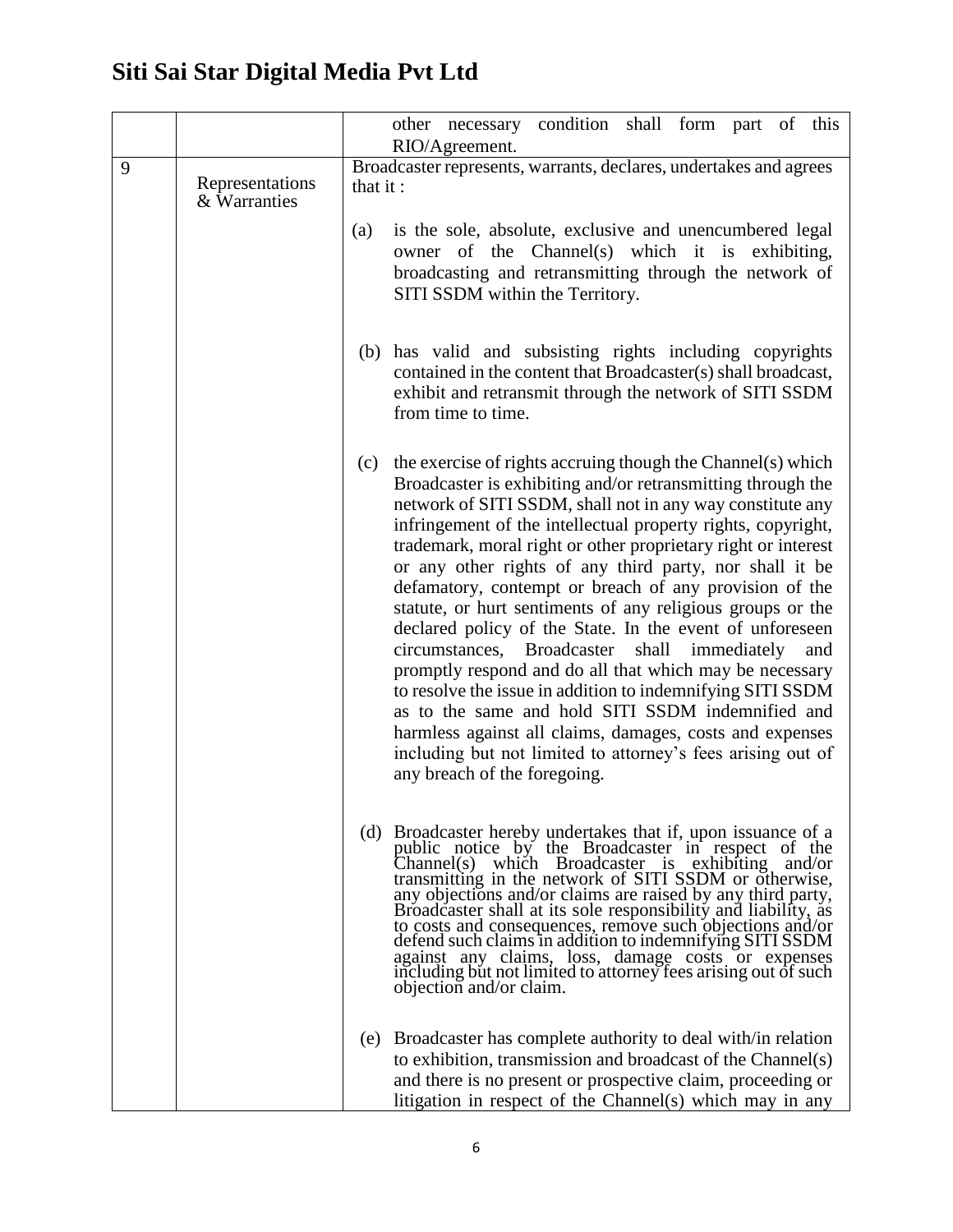# Siti Sai Star Digital Media Pvt Ltd

| | | |
|---|---|---|
| | | other necessary condition shall form part of this RIO/Agreement. |
| 9 | Representations & Warranties | Broadcaster represents, warrants, declares, undertakes and agrees that it :<br><br>(a) is the sole, absolute, exclusive and unencumbered legal owner of the Channel(s) which it is exhibiting, broadcasting and retransmitting through the network of SITI SSDM within the Territory.<br><br>(b) has valid and subsisting rights including copyrights contained in the content that Broadcaster(s) shall broadcast, exhibit and retransmit through the network of SITI SSDM from time to time.<br><br>(c) the exercise of rights accruing though the Channel(s) which Broadcaster is exhibiting and/or retransmitting through the network of SITI SSDM, shall not in any way constitute any infringement of the intellectual property rights, copyright, trademark, moral right or other proprietary right or interest or any other rights of any third party, nor shall it be defamatory, contempt or breach of any provision of the statute, or hurt sentiments of any religious groups or the declared policy of the State. In the event of unforeseen circumstances, Broadcaster shall immediately and promptly respond and do all that which may be necessary to resolve the issue in addition to indemnifying SITI SSDM as to the same and hold SITI SSDM indemnified and harmless against all claims, damages, costs and expenses including but not limited to attorney's fees arising out of any breach of the foregoing.<br><br>(d) Broadcaster hereby undertakes that if, upon issuance of a public notice by the Broadcaster in respect of the Channel(s) which Broadcaster is exhibiting and/or transmitting in the network of SITI SSDM or otherwise, any objections and/or claims are raised by any third party, Broadcaster shall at its sole responsibility and liability, as to costs and consequences, remove such objections and/or defend such claims in addition to indemnifying SITI SSDM against any claims, loss, damage costs or expenses including but not limited to attorney fees arising out of such objection and/or claim.<br><br>(e) Broadcaster has complete authority to deal with/in relation to exhibition, transmission and broadcast of the Channel(s) and there is no present or prospective claim, proceeding or litigation in respect of the Channel(s) which may in any |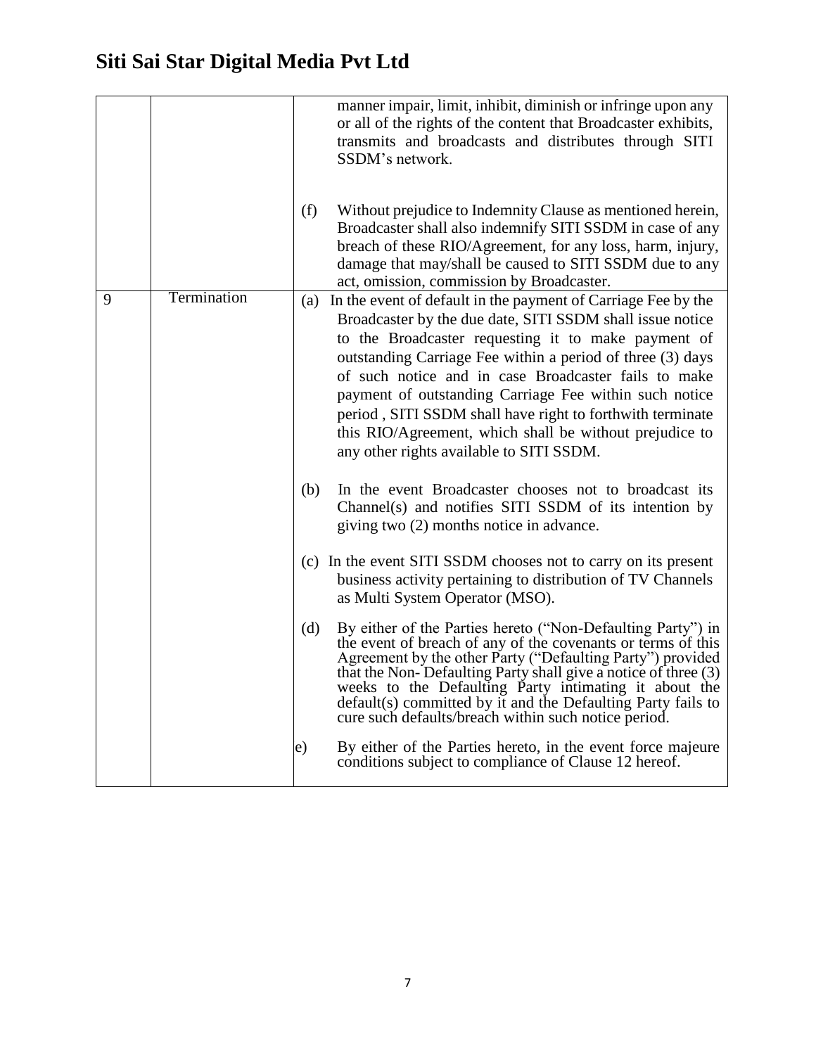| | | |
|---|---|---|
| | | manner impair, limit, inhibit, diminish or infringe upon any or all of the rights of the content that Broadcaster exhibits, transmits and broadcasts and distributes through SITI SSDM's network.<br><br>(f) Without prejudice to Indemnity Clause as mentioned herein, Broadcaster shall also indemnify SITI SSDM in case of any breach of these RIO/Agreement, for any loss, harm, injury, damage that may/shall be caused to SITI SSDM due to any act, omission, commission by Broadcaster. |
| 9 | Termination | (a) In the event of default in the payment of Carriage Fee by the Broadcaster by the due date, SITI SSDM shall issue notice to the Broadcaster requesting it to make payment of outstanding Carriage Fee within a period of three (3) days of such notice and in case Broadcaster fails to make payment of outstanding Carriage Fee within such notice period , SITI SSDM shall have right to forthwith terminate this RIO/Agreement, which shall be without prejudice to any other rights available to SITI SSDM.<br><br>(b) In the event Broadcaster chooses not to broadcast its Channel(s) and notifies SITI SSDM of its intention by giving two (2) months notice in advance.<br><br>(c) In the event SITI SSDM chooses not to carry on its present business activity pertaining to distribution of TV Channels as Multi System Operator (MSO).<br><br>(d) By either of the Parties hereto ("Non-Defaulting Party") in the event of breach of any of the covenants or terms of this Agreement by the other Party ("Defaulting Party") provided that the Non- Defaulting Party shall give a notice of three (3) weeks to the Defaulting Party intimating it about the default(s) committed by it and the Defaulting Party fails to cure such defaults/breach within such notice period.<br><br>e) By either of the Parties hereto, in the event force majeure conditions subject to compliance of Clause 12 hereof. |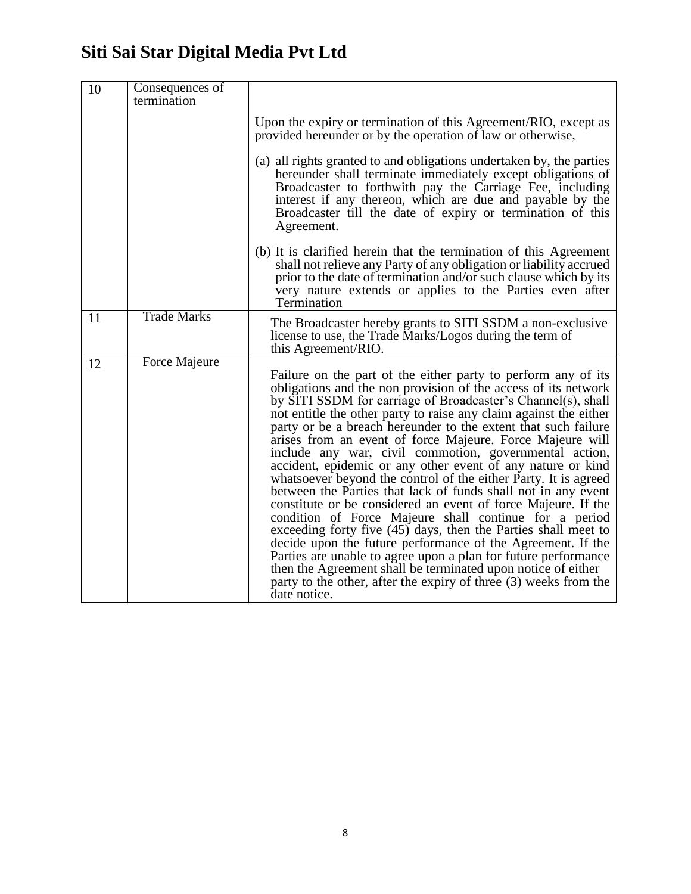# Siti Sai Star Digital Media Pvt Ltd

| | | |
|---|---|---|
| 10 | Consequences of termination | Upon the expiry or termination of this Agreement/RIO, except as provided hereunder or by the operation of law or otherwise,<br><br>(a) all rights granted to and obligations undertaken by, the parties hereunder shall terminate immediately except obligations of Broadcaster to forthwith pay the Carriage Fee, including interest if any thereon, which are due and payable by the Broadcaster till the date of expiry or termination of this Agreement.<br><br>(b) It is clarified herein that the termination of this Agreement shall not relieve any Party of any obligation or liability accrued prior to the date of termination and/or such clause which by its very nature extends or applies to the Parties even after Termination |
| 11 | Trade Marks | The Broadcaster hereby grants to SITI SSDM a non-exclusive license to use, the Trade Marks/Logos during the term of this Agreement/RIO. |
| 12 | Force Majeure | Failure on the part of the either party to perform any of its obligations and the non provision of the access of its network by SITI SSDM for carriage of Broadcaster's Channel(s), shall not entitle the other party to raise any claim against the either party or be a breach hereunder to the extent that such failure arises from an event of force Majeure. Force Majeure will include any war, civil commotion, governmental action, accident, epidemic or any other event of any nature or kind whatsoever beyond the control of the either Party. It is agreed between the Parties that lack of funds shall not in any event constitute or be considered an event of force Majeure. If the condition of Force Majeure shall continue for a period exceeding forty five (45) days, then the Parties shall meet to decide upon the future performance of the Agreement. If the Parties are unable to agree upon a plan for future performance then the Agreement shall be terminated upon notice of either party to the other, after the expiry of three (3) weeks from the date notice. |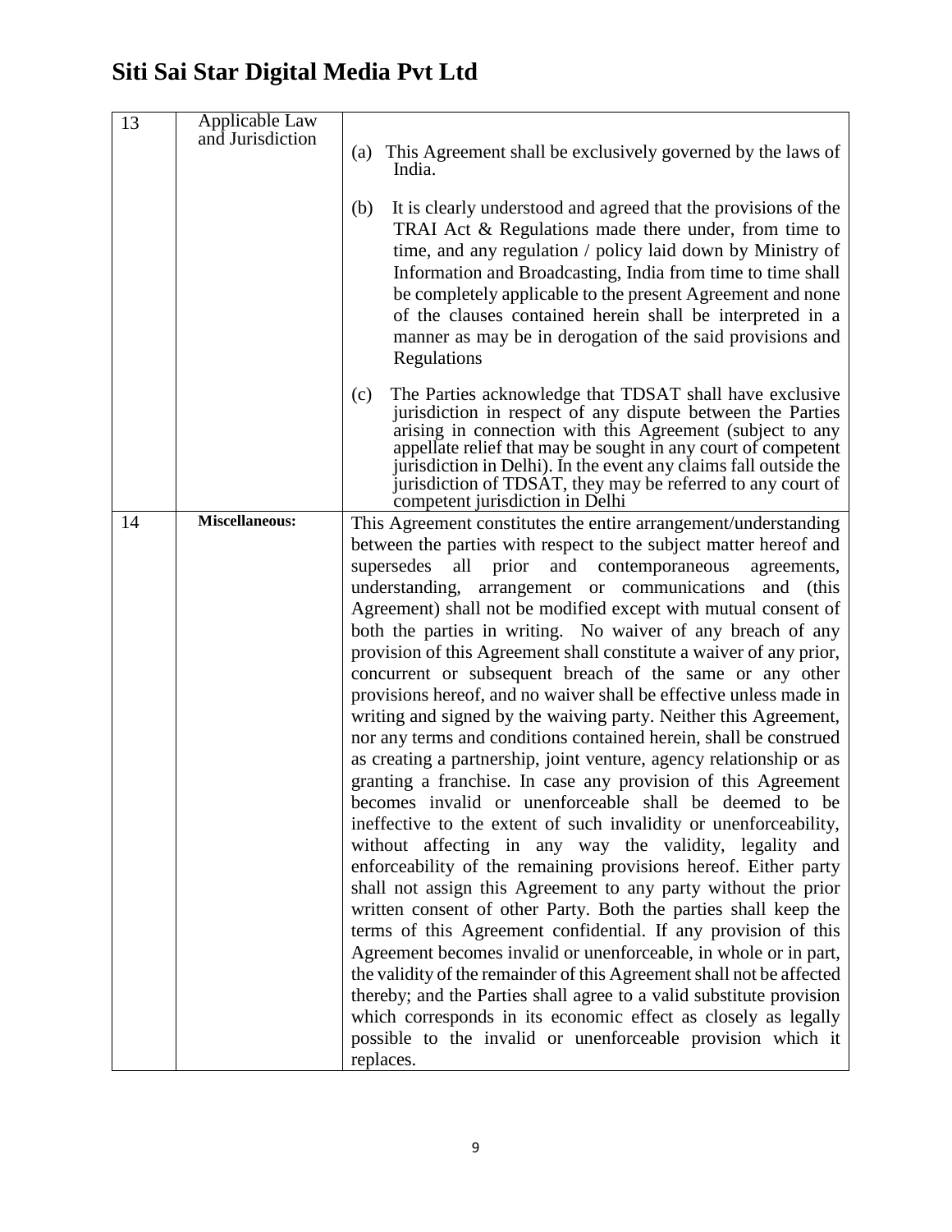# Siti Sai Star Digital Media Pvt Ltd

| | | |
|---|---|---|
| 13 | Applicable Law and Jurisdiction | (a) This Agreement shall be exclusively governed by the laws of India.<br><br>(b) It is clearly understood and agreed that the provisions of the TRAI Act & Regulations made there under, from time to time, and any regulation / policy laid down by Ministry of Information and Broadcasting, India from time to time shall be completely applicable to the present Agreement and none of the clauses contained herein shall be interpreted in a manner as may be in derogation of the said provisions and Regulations<br><br>(c) The Parties acknowledge that TDSAT shall have exclusive jurisdiction in respect of any dispute between the Parties arising in connection with this Agreement (subject to any appellate relief that may be sought in any court of competent jurisdiction in Delhi). In the event any claims fall outside the jurisdiction of TDSAT, they may be referred to any court of competent jurisdiction in Delhi |
| 14 | **Miscellaneous:** | This Agreement constitutes the entire arrangement/understanding between the parties with respect to the subject matter hereof and supersedes all prior and contemporaneous agreements, understanding, arrangement or communications and (this Agreement) shall not be modified except with mutual consent of both the parties in writing. No waiver of any breach of any provision of this Agreement shall constitute a waiver of any prior, concurrent or subsequent breach of the same or any other provisions hereof, and no waiver shall be effective unless made in writing and signed by the waiving party. Neither this Agreement, nor any terms and conditions contained herein, shall be construed as creating a partnership, joint venture, agency relationship or as granting a franchise. In case any provision of this Agreement becomes invalid or unenforceable shall be deemed to be ineffective to the extent of such invalidity or unenforceability, without affecting in any way the validity, legality and enforceability of the remaining provisions hereof. Either party shall not assign this Agreement to any party without the prior written consent of other Party. Both the parties shall keep the terms of this Agreement confidential. If any provision of this Agreement becomes invalid or unenforceable, in whole or in part, the validity of the remainder of this Agreement shall not be affected thereby; and the Parties shall agree to a valid substitute provision which corresponds in its economic effect as closely as legally possible to the invalid or unenforceable provision which it replaces. |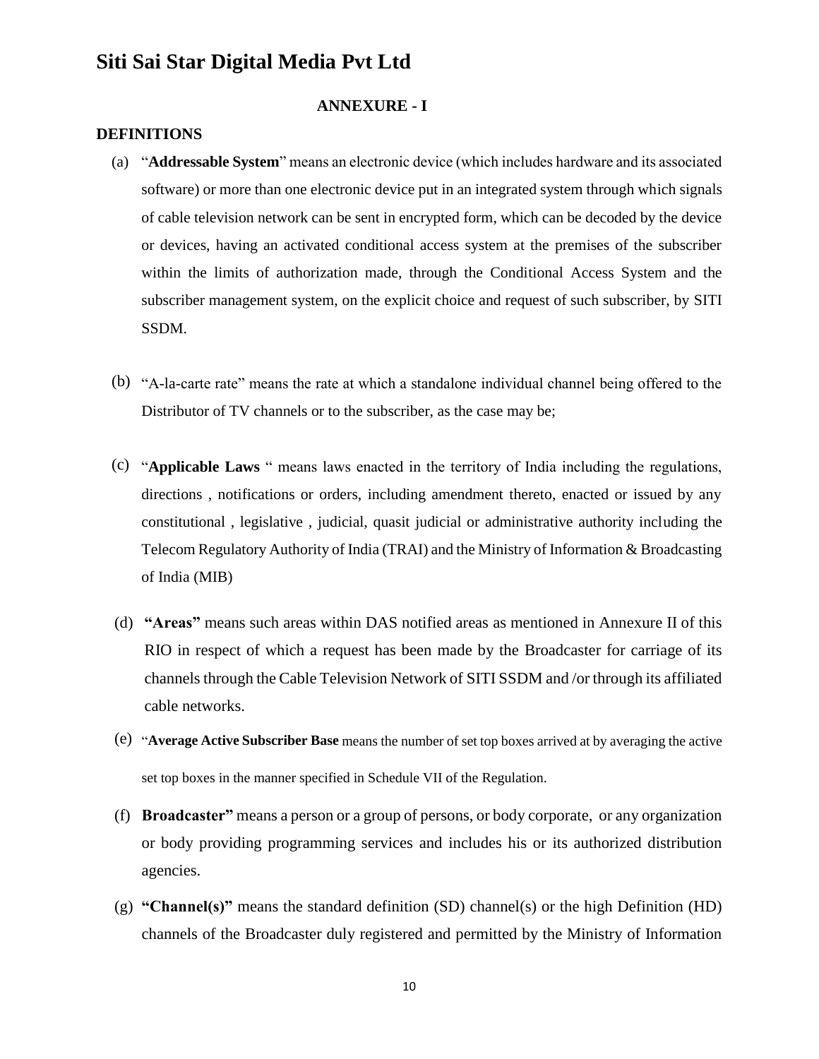# Siti Sai Star Digital Media Pvt Ltd

## ANNEXURE - I

### DEFINITIONS

(a) "**Addressable System**" means an electronic device (which includes hardware and its associated software) or more than one electronic device put in an integrated system through which signals of cable television network can be sent in encrypted form, which can be decoded by the device or devices, having an activated conditional access system at the premises of the subscriber within the limits of authorization made, through the Conditional Access System and the subscriber management system, on the explicit choice and request of such subscriber, by SITI SSDM.

(b) "A-la-carte rate" means the rate at which a standalone individual channel being offered to the Distributor of TV channels or to the subscriber, as the case may be;

(c) "**Applicable Laws** " means laws enacted in the territory of India including the regulations, directions , notifications or orders, including amendment thereto, enacted or issued by any constitutional , legislative , judicial, quasit judicial or administrative authority including the Telecom Regulatory Authority of India (TRAI) and the Ministry of Information & Broadcasting of India (MIB)

(d) **"Areas"** means such areas within DAS notified areas as mentioned in Annexure II of this RIO in respect of which a request has been made by the Broadcaster for carriage of its channels through the Cable Television Network of SITI SSDM and /or through its affiliated cable networks.

(e) "**Average Active Subscriber Base** means the number of set top boxes arrived at by averaging the active set top boxes in the manner specified in Schedule VII of the Regulation.

(f) **Broadcaster"** means a person or a group of persons, or body corporate, or any organization or body providing programming services and includes his or its authorized distribution agencies.

(g) **"Channel(s)"** means the standard definition (SD) channel(s) or the high Definition (HD) channels of the Broadcaster duly registered and permitted by the Ministry of Information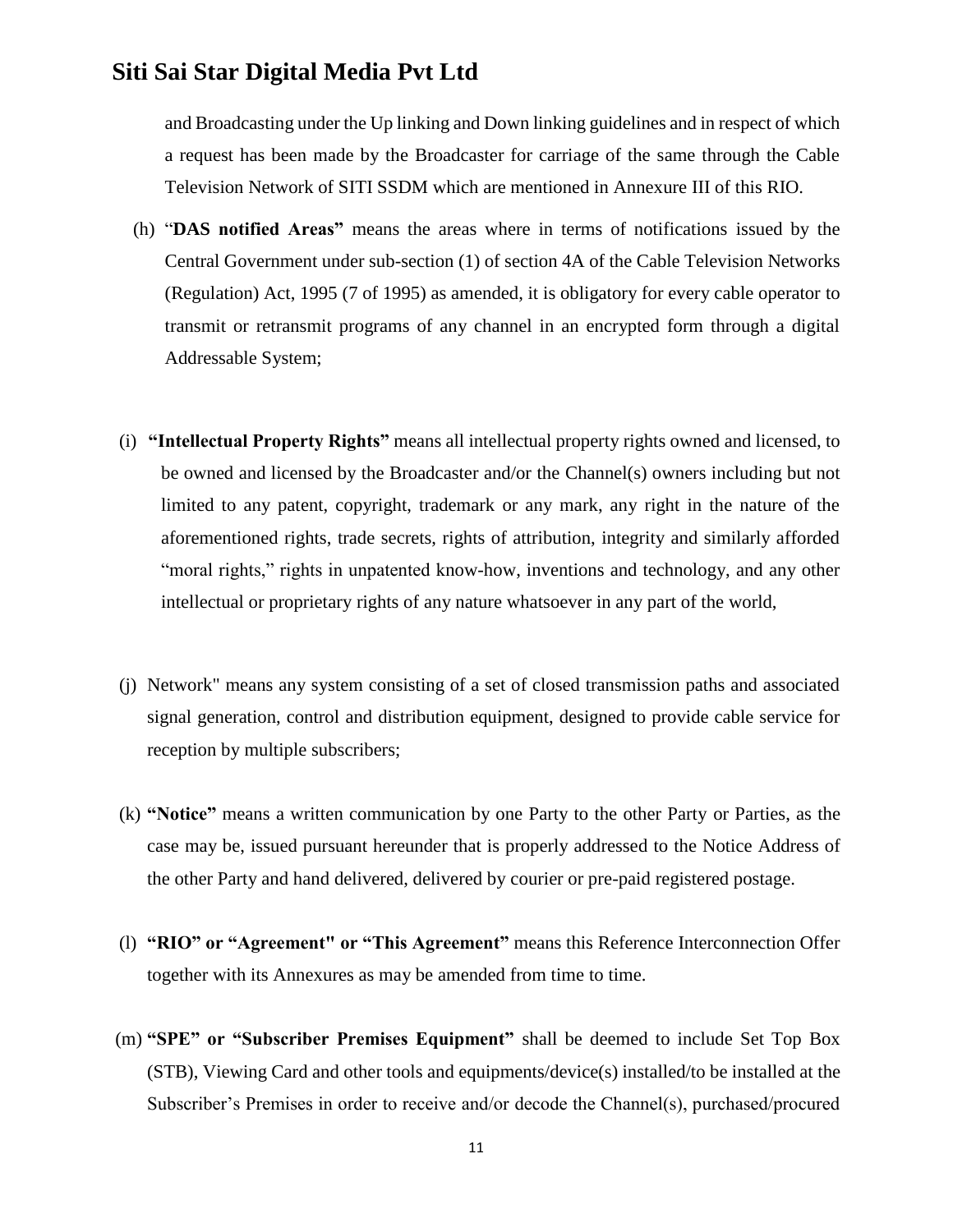and Broadcasting under the Up linking and Down linking guidelines and in respect of which a request has been made by the Broadcaster for carriage of the same through the Cable Television Network of SITI SSDM which are mentioned in Annexure III of this RIO.

(h) "**DAS notified Areas"** means the areas where in terms of notifications issued by the Central Government under sub-section (1) of section 4A of the Cable Television Networks (Regulation) Act, 1995 (7 of 1995) as amended, it is obligatory for every cable operator to transmit or retransmit programs of any channel in an encrypted form through a digital Addressable System;

(i) **"Intellectual Property Rights"** means all intellectual property rights owned and licensed, to be owned and licensed by the Broadcaster and/or the Channel(s) owners including but not limited to any patent, copyright, trademark or any mark, any right in the nature of the aforementioned rights, trade secrets, rights of attribution, integrity and similarly afforded "moral rights," rights in unpatented know-how, inventions and technology, and any other intellectual or proprietary rights of any nature whatsoever in any part of the world,

(j) Network" means any system consisting of a set of closed transmission paths and associated signal generation, control and distribution equipment, designed to provide cable service for reception by multiple subscribers;

(k) **"Notice"** means a written communication by one Party to the other Party or Parties, as the case may be, issued pursuant hereunder that is properly addressed to the Notice Address of the other Party and hand delivered, delivered by courier or pre-paid registered postage.

(l) **"RIO" or "Agreement" or "This Agreement"** means this Reference Interconnection Offer together with its Annexures as may be amended from time to time.

(m) **"SPE" or "Subscriber Premises Equipment"** shall be deemed to include Set Top Box (STB), Viewing Card and other tools and equipments/device(s) installed/to be installed at the Subscriber's Premises in order to receive and/or decode the Channel(s), purchased/procured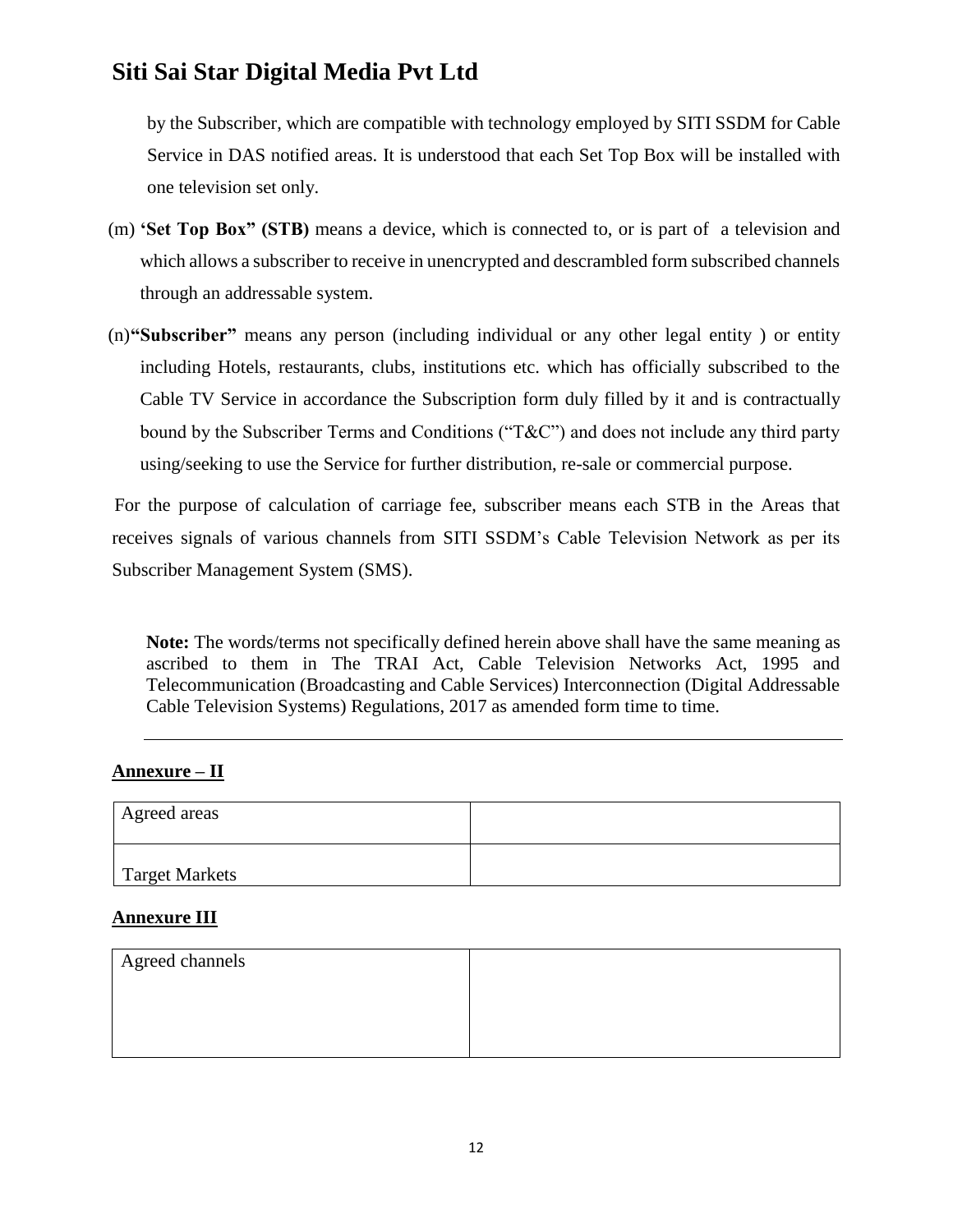by the Subscriber, which are compatible with technology employed by SITI SSDM for Cable Service in DAS notified areas. It is understood that each Set Top Box will be installed with one television set only.

(m) **'Set Top Box" (STB)** means a device, which is connected to, or is part of a television and which allows a subscriber to receive in unencrypted and descrambled form subscribed channels through an addressable system.

(n)**"Subscriber"** means any person (including individual or any other legal entity ) or entity including Hotels, restaurants, clubs, institutions etc. which has officially subscribed to the Cable TV Service in accordance the Subscription form duly filled by it and is contractually bound by the Subscriber Terms and Conditions ("T&C") and does not include any third party using/seeking to use the Service for further distribution, re-sale or commercial purpose.

For the purpose of calculation of carriage fee, subscriber means each STB in the Areas that receives signals of various channels from SITI SSDM's Cable Television Network as per its Subscriber Management System (SMS).

**Note:** The words/terms not specifically defined herein above shall have the same meaning as ascribed to them in The TRAI Act, Cable Television Networks Act, 1995 and Telecommunication (Broadcasting and Cable Services) Interconnection (Digital Addressable Cable Television Systems) Regulations, 2017 as amended form time to time.

---

**<u>Annexure – II</u>**

| Agreed areas | |
|---|---|
| Target Markets | |

**<u>Annexure III</u>**

| Agreed channels | |
|---|---|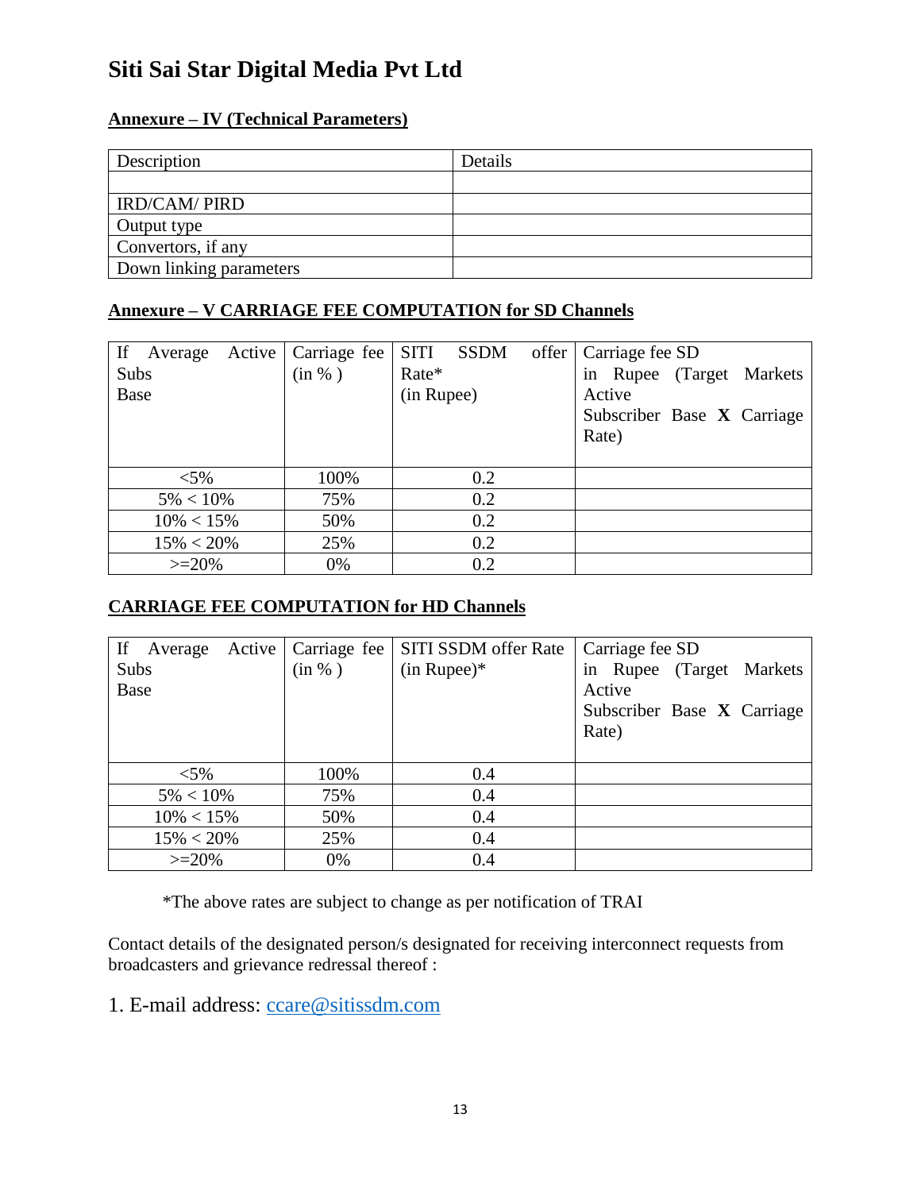# Siti Sai Star Digital Media Pvt Ltd

**Annexure – IV (Technical Parameters)**

| Description | Details |
|---|---|
| | |
| IRD/CAM/ PIRD | |
| Output type | |
| Convertors, if any | |
| Down linking parameters | |

**Annexure – V CARRIAGE FEE COMPUTATION for SD Channels**

| If Average Active Subs Base | Carriage fee (in % ) | SITI SSDM offer Rate* (in Rupee) | Carriage fee SD in Rupee (Target Markets Active Subscriber Base **X** Carriage Rate) |
|---|---|---|---|
| <5% | 100% | 0.2 | |
| 5% < 10% | 75% | 0.2 | |
| 10% < 15% | 50% | 0.2 | |
| 15% < 20% | 25% | 0.2 | |
| >=20% | 0% | 0.2 | |

**CARRIAGE FEE COMPUTATION for HD Channels**

| If Average Active Subs Base | Carriage fee (in % ) | SITI SSDM offer Rate (in Rupee)* | Carriage fee SD in Rupee (Target Markets Active Subscriber Base **X** Carriage Rate) |
|---|---|---|---|
| <5% | 100% | 0.4 | |
| 5% < 10% | 75% | 0.4 | |
| 10% < 15% | 50% | 0.4 | |
| 15% < 20% | 25% | 0.4 | |
| >=20% | 0% | 0.4 | |

*The above rates are subject to change as per notification of TRAI

Contact details of the designated person/s designated for receiving interconnect requests from broadcasters and grievance redressal thereof :

1. E-mail address: ccare@sitissdm.com